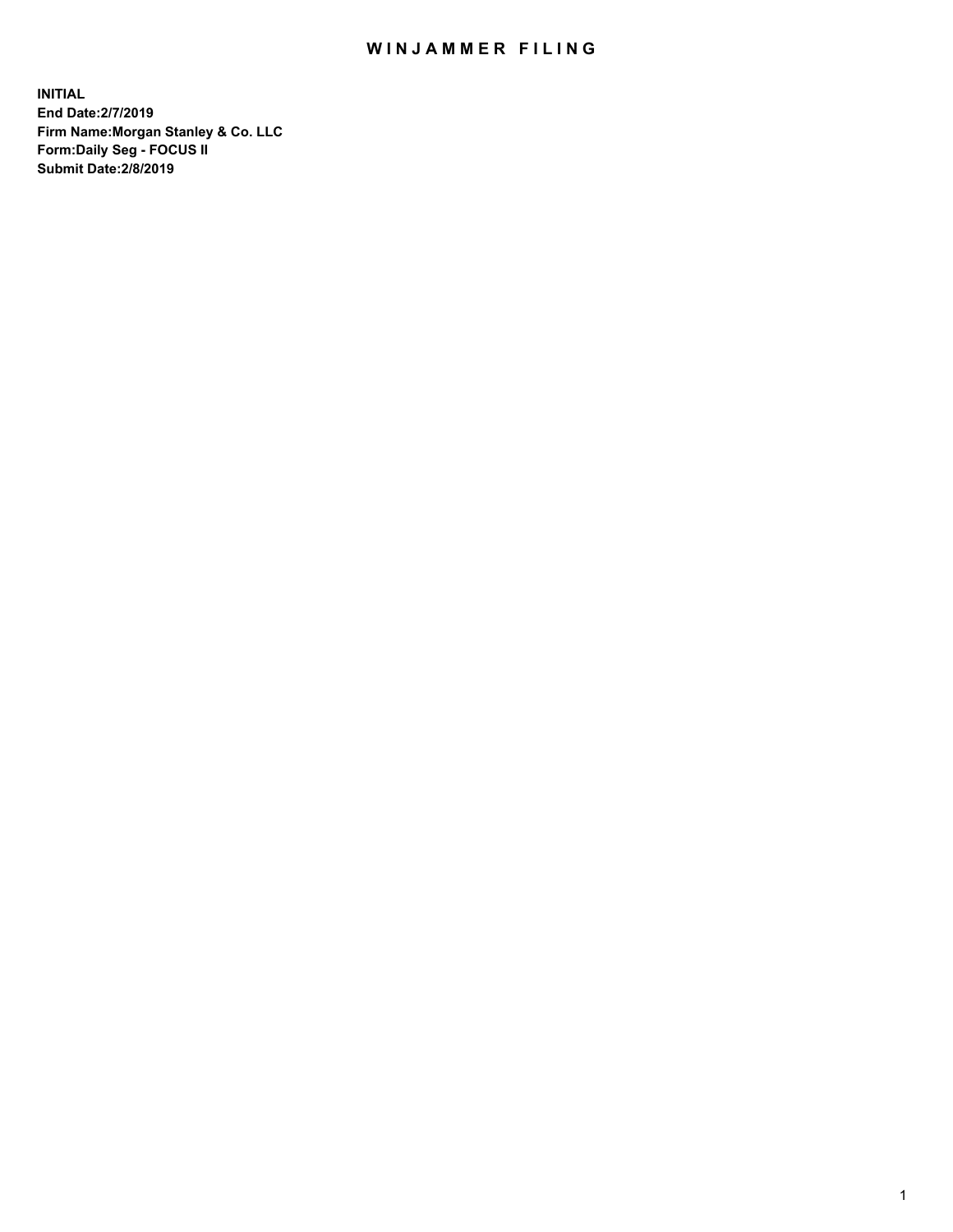# WINJAMMER FILING

**INITIAL**
**End Date:2/7/2019**
**Firm Name:Morgan Stanley & Co. LLC**
**Form:Daily Seg - FOCUS II**
**Submit Date:2/8/2019**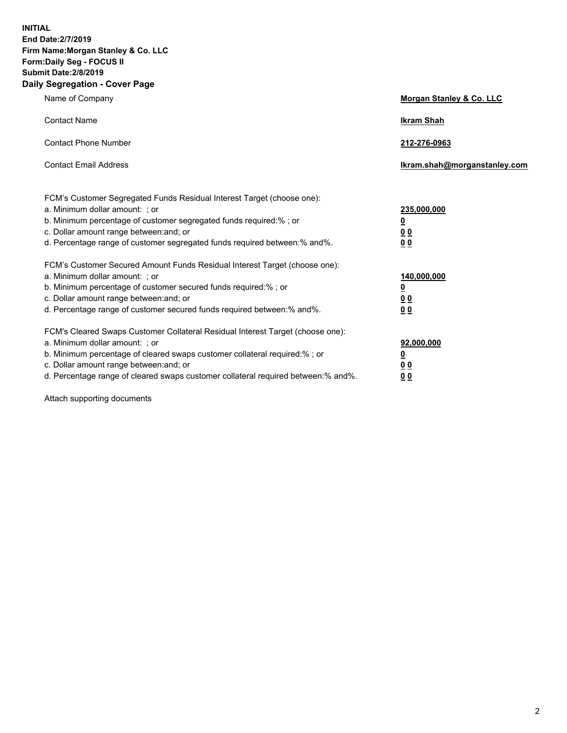**INITIAL**
**End Date:2/7/2019**
**Firm Name:Morgan Stanley & Co. LLC**
**Form:Daily Seg - FOCUS II**
**Submit Date:2/8/2019**
**Daily Segregation - Cover Page**

| | |
|---|---|
| Name of Company | **Morgan Stanley & Co. LLC** |
| Contact Name | **Ikram Shah** |
| Contact Phone Number | **212-276-0963** |
| Contact Email Address | **Ikram.shah@morganstanley.com** |

FCM's Customer Segregated Funds Residual Interest Target (choose one):

| | |
|---|---|
| a. Minimum dollar amount: ; or | **235,000,000** |
| b. Minimum percentage of customer segregated funds required:% ; or | **0** |
| c. Dollar amount range between:and; or | **0 0** |
| d. Percentage range of customer segregated funds required between:% and%. | **0 0** |

FCM's Customer Secured Amount Funds Residual Interest Target (choose one):

| | |
|---|---|
| a. Minimum dollar amount: ; or | **140,000,000** |
| b. Minimum percentage of customer secured funds required:% ; or | **0** |
| c. Dollar amount range between:and; or | **0 0** |
| d. Percentage range of customer secured funds required between:% and%. | **0 0** |

FCM's Cleared Swaps Customer Collateral Residual Interest Target (choose one):

| | |
|---|---|
| a. Minimum dollar amount: ; or | **92,000,000** |
| b. Minimum percentage of cleared swaps customer collateral required:% ; or | **0** |
| c. Dollar amount range between:and; or | **0 0** |
| d. Percentage range of cleared swaps customer collateral required between:% and%. | **0 0** |

Attach supporting documents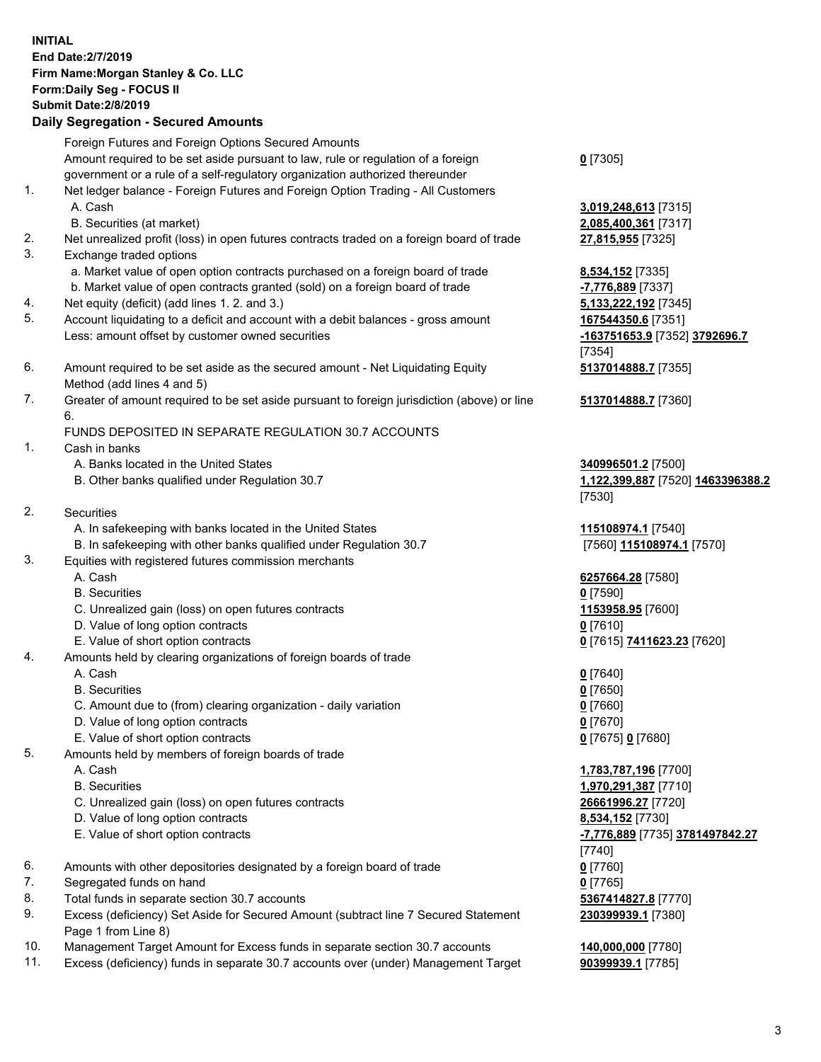**INITIAL**
**End Date:2/7/2019**
**Firm Name:Morgan Stanley & Co. LLC**
**Form:Daily Seg - FOCUS II**
**Submit Date:2/8/2019**

## Daily Segregation - Secured Amounts

| | | |
|---|---|---|
| | Foreign Futures and Foreign Options Secured Amounts | |
| | Amount required to be set aside pursuant to law, rule or regulation of a foreign government or a rule of a self-regulatory organization authorized thereunder | **0** [7305] |
| 1. | Net ledger balance - Foreign Futures and Foreign Option Trading - All Customers | |
| | A. Cash | **3,019,248,613** [7315] |
| | B. Securities (at market) | **2,085,400,361** [7317] |
| 2. | Net unrealized profit (loss) in open futures contracts traded on a foreign board of trade | **27,815,955** [7325] |
| 3. | Exchange traded options | |
| | a. Market value of open option contracts purchased on a foreign board of trade | **8,534,152** [7335] |
| | b. Market value of open contracts granted (sold) on a foreign board of trade | **-7,776,889** [7337] |
| 4. | Net equity (deficit) (add lines 1. 2. and 3.) | **5,133,222,192** [7345] |
| 5. | Account liquidating to a deficit and account with a debit balances - gross amount | **167544350.6** [7351] |
| | Less: amount offset by customer owned securities | **-163751653.9** [7352] **3792696.7** [7354] |
| 6. | Amount required to be set aside as the secured amount - Net Liquidating Equity Method (add lines 4 and 5) | **5137014888.7** [7355] |
| 7. | Greater of amount required to be set aside pursuant to foreign jurisdiction (above) or line 6. | **5137014888.7** [7360] |
| | FUNDS DEPOSITED IN SEPARATE REGULATION 30.7 ACCOUNTS | |
| 1. | Cash in banks | |
| | A. Banks located in the United States | **340996501.2** [7500] |
| | B. Other banks qualified under Regulation 30.7 | **1,122,399,887** [7520] **1463396388.2** [7530] |
| 2. | Securities | |
| | A. In safekeeping with banks located in the United States | **115108974.1** [7540] |
| | B. In safekeeping with other banks qualified under Regulation 30.7 | [7560] **115108974.1** [7570] |
| 3. | Equities with registered futures commission merchants | |
| | A. Cash | **6257664.28** [7580] |
| | B. Securities | **0** [7590] |
| | C. Unrealized gain (loss) on open futures contracts | **1153958.95** [7600] |
| | D. Value of long option contracts | **0** [7610] |
| | E. Value of short option contracts | **0** [7615] **7411623.23** [7620] |
| 4. | Amounts held by clearing organizations of foreign boards of trade | |
| | A. Cash | **0** [7640] |
| | B. Securities | **0** [7650] |
| | C. Amount due to (from) clearing organization - daily variation | **0** [7660] |
| | D. Value of long option contracts | **0** [7670] |
| | E. Value of short option contracts | **0** [7675] **0** [7680] |
| 5. | Amounts held by members of foreign boards of trade | |
| | A. Cash | **1,783,787,196** [7700] |
| | B. Securities | **1,970,291,387** [7710] |
| | C. Unrealized gain (loss) on open futures contracts | **26661996.27** [7720] |
| | D. Value of long option contracts | **8,534,152** [7730] |
| | E. Value of short option contracts | **-7,776,889** [7735] **3781497842.27** [7740] |
| 6. | Amounts with other depositories designated by a foreign board of trade | **0** [7760] |
| 7. | Segregated funds on hand | **0** [7765] |
| 8. | Total funds in separate section 30.7 accounts | **5367414827.8** [7770] |
| 9. | Excess (deficiency) Set Aside for Secured Amount (subtract line 7 Secured Statement Page 1 from Line 8) | **230399939.1** [7380] |
| 10. | Management Target Amount for Excess funds in separate section 30.7 accounts | **140,000,000** [7780] |
| 11. | Excess (deficiency) funds in separate 30.7 accounts over (under) Management Target | **90399939.1** [7785] |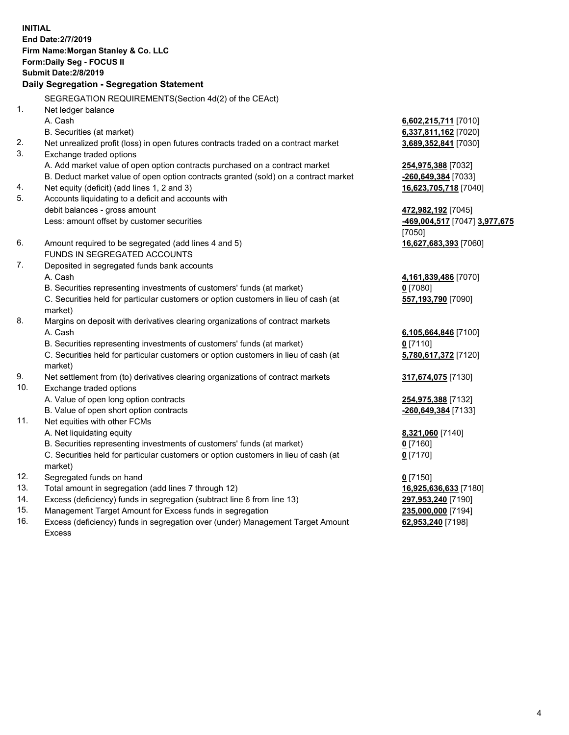**INITIAL**
**End Date:2/7/2019**
**Firm Name:Morgan Stanley & Co. LLC**
**Form:Daily Seg - FOCUS II**
**Submit Date:2/8/2019**
**Daily Segregation - Segregation Statement**

SEGREGATION REQUIREMENTS(Section 4d(2) of the CEAct)

| | | |
|---|---|---|
| 1. | Net ledger balance | |
| | A. Cash | **6,602,215,711** [7010] |
| | B. Securities (at market) | **6,337,811,162** [7020] |
| 2. | Net unrealized profit (loss) in open futures contracts traded on a contract market | **3,689,352,841** [7030] |
| 3. | Exchange traded options | |
| | A. Add market value of open option contracts purchased on a contract market | **254,975,388** [7032] |
| | B. Deduct market value of open option contracts granted (sold) on a contract market | **-260,649,384** [7033] |
| 4. | Net equity (deficit) (add lines 1, 2 and 3) | **16,623,705,718** [7040] |
| 5. | Accounts liquidating to a deficit and accounts with debit balances - gross amount | **472,982,192** [7045] |
| | Less: amount offset by customer securities | **-469,004,517** [7047] **3,977,675** [7050] |
| 6. | Amount required to be segregated (add lines 4 and 5) | **16,627,683,393** [7060] |
| | FUNDS IN SEGREGATED ACCOUNTS | |
| 7. | Deposited in segregated funds bank accounts | |
| | A. Cash | **4,161,839,486** [7070] |
| | B. Securities representing investments of customers' funds (at market) | **0** [7080] |
| | C. Securities held for particular customers or option customers in lieu of cash (at market) | **557,193,790** [7090] |
| 8. | Margins on deposit with derivatives clearing organizations of contract markets | |
| | A. Cash | **6,105,664,846** [7100] |
| | B. Securities representing investments of customers' funds (at market) | **0** [7110] |
| | C. Securities held for particular customers or option customers in lieu of cash (at market) | **5,780,617,372** [7120] |
| 9. | Net settlement from (to) derivatives clearing organizations of contract markets | **317,674,075** [7130] |
| 10. | Exchange traded options | |
| | A. Value of open long option contracts | **254,975,388** [7132] |
| | B. Value of open short option contracts | **-260,649,384** [7133] |
| 11. | Net equities with other FCMs | |
| | A. Net liquidating equity | **8,321,060** [7140] |
| | B. Securities representing investments of customers' funds (at market) | **0** [7160] |
| | C. Securities held for particular customers or option customers in lieu of cash (at market) | **0** [7170] |
| 12. | Segregated funds on hand | **0** [7150] |
| 13. | Total amount in segregation (add lines 7 through 12) | **16,925,636,633** [7180] |
| 14. | Excess (deficiency) funds in segregation (subtract line 6 from line 13) | **297,953,240** [7190] |
| 15. | Management Target Amount for Excess funds in segregation | **235,000,000** [7194] |
| 16. | Excess (deficiency) funds in segregation over (under) Management Target Amount Excess | **62,953,240** [7198] |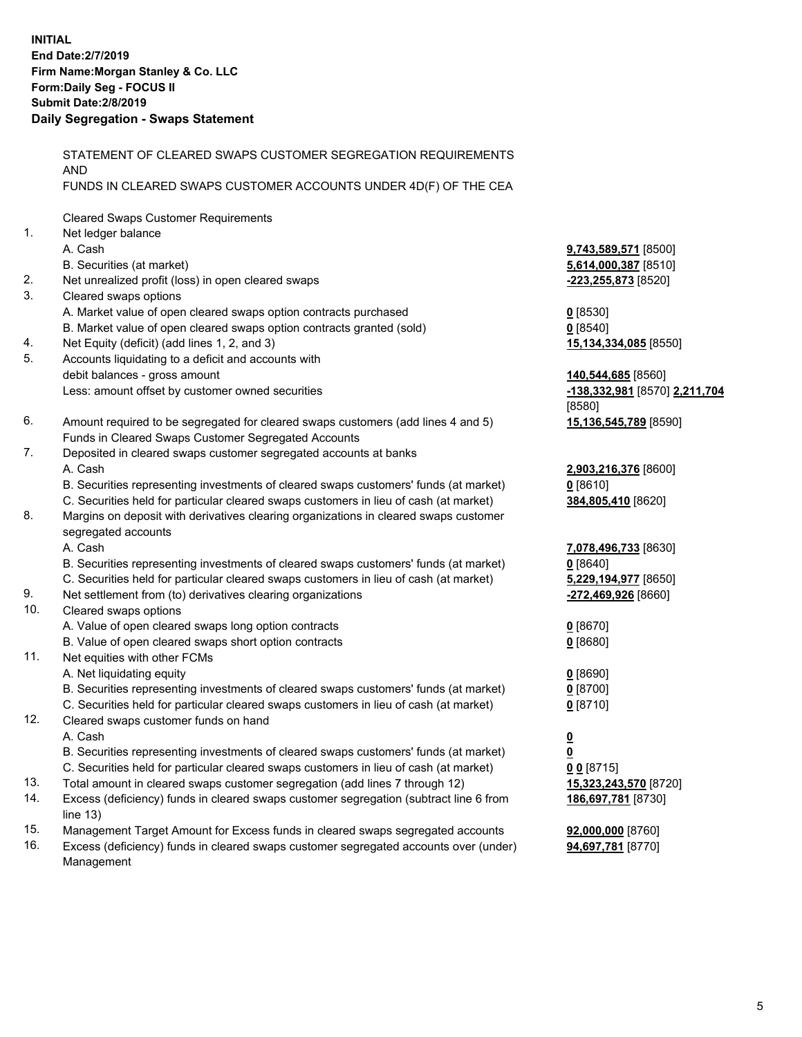**INITIAL**
**End Date:2/7/2019**
**Firm Name:Morgan Stanley & Co. LLC**
**Form:Daily Seg - FOCUS II**
**Submit Date:2/8/2019**
**Daily Segregation - Swaps Statement**

STATEMENT OF CLEARED SWAPS CUSTOMER SEGREGATION REQUIREMENTS AND FUNDS IN CLEARED SWAPS CUSTOMER ACCOUNTS UNDER 4D(F) OF THE CEA

| | | |
|---|---|---|
| | Cleared Swaps Customer Requirements | |
| 1. | Net ledger balance | |
| | A. Cash | **9,743,589,571** [8500] |
| | B. Securities (at market) | **5,614,000,387** [8510] |
| 2. | Net unrealized profit (loss) in open cleared swaps | **-223,255,873** [8520] |
| 3. | Cleared swaps options | |
| | A. Market value of open cleared swaps option contracts purchased | **0** [8530] |
| | B. Market value of open cleared swaps option contracts granted (sold) | **0** [8540] |
| 4. | Net Equity (deficit) (add lines 1, 2, and 3) | **15,134,334,085** [8550] |
| 5. | Accounts liquidating to a deficit and accounts with debit balances - gross amount | **140,544,685** [8560] |
| | Less: amount offset by customer owned securities | **-138,332,981** [8570] **2,211,704** [8580] |
| 6. | Amount required to be segregated for cleared swaps customers (add lines 4 and 5) | **15,136,545,789** [8590] |
| | Funds in Cleared Swaps Customer Segregated Accounts | |
| 7. | Deposited in cleared swaps customer segregated accounts at banks | |
| | A. Cash | **2,903,216,376** [8600] |
| | B. Securities representing investments of cleared swaps customers' funds (at market) | **0** [8610] |
| | C. Securities held for particular cleared swaps customers in lieu of cash (at market) | **384,805,410** [8620] |
| 8. | Margins on deposit with derivatives clearing organizations in cleared swaps customer segregated accounts | |
| | A. Cash | **7,078,496,733** [8630] |
| | B. Securities representing investments of cleared swaps customers' funds (at market) | **0** [8640] |
| | C. Securities held for particular cleared swaps customers in lieu of cash (at market) | **5,229,194,977** [8650] |
| 9. | Net settlement from (to) derivatives clearing organizations | **-272,469,926** [8660] |
| 10. | Cleared swaps options | |
| | A. Value of open cleared swaps long option contracts | **0** [8670] |
| | B. Value of open cleared swaps short option contracts | **0** [8680] |
| 11. | Net equities with other FCMs | |
| | A. Net liquidating equity | **0** [8690] |
| | B. Securities representing investments of cleared swaps customers' funds (at market) | **0** [8700] |
| | C. Securities held for particular cleared swaps customers in lieu of cash (at market) | **0** [8710] |
| 12. | Cleared swaps customer funds on hand | |
| | A. Cash | **0** |
| | B. Securities representing investments of cleared swaps customers' funds (at market) | **0** |
| | C. Securities held for particular cleared swaps customers in lieu of cash (at market) | **0** **0** [8715] |
| 13. | Total amount in cleared swaps customer segregation (add lines 7 through 12) | **15,323,243,570** [8720] |
| 14. | Excess (deficiency) funds in cleared swaps customer segregation (subtract line 6 from line 13) | **186,697,781** [8730] |
| 15. | Management Target Amount for Excess funds in cleared swaps segregated accounts | **92,000,000** [8760] |
| 16. | Excess (deficiency) funds in cleared swaps customer segregated accounts over (under) Management | **94,697,781** [8770] |